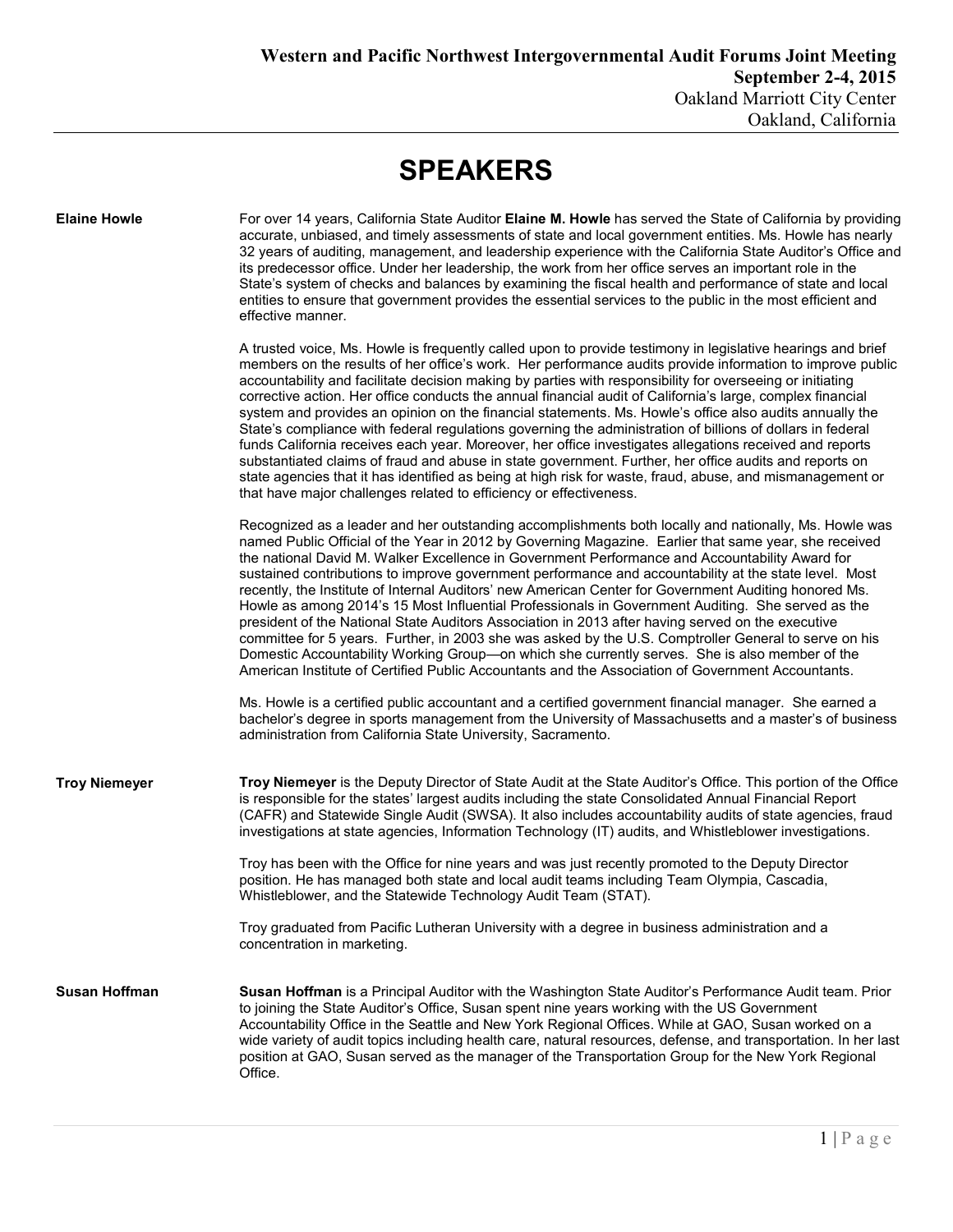**Western and Pacific Northwest Intergovernmental Audit Forums Joint Meeting**
**September 2-4, 2015**
Oakland Marriott City Center
Oakland, California

# SPEAKERS

## Elaine Howle

For over 14 years, California State Auditor **Elaine M. Howle** has served the State of California by providing accurate, unbiased, and timely assessments of state and local government entities. Ms. Howle has nearly 32 years of auditing, management, and leadership experience with the California State Auditor's Office and its predecessor office. Under her leadership, the work from her office serves an important role in the State's system of checks and balances by examining the fiscal health and performance of state and local entities to ensure that government provides the essential services to the public in the most efficient and effective manner.

A trusted voice, Ms. Howle is frequently called upon to provide testimony in legislative hearings and brief members on the results of her office's work. Her performance audits provide information to improve public accountability and facilitate decision making by parties with responsibility for overseeing or initiating corrective action. Her office conducts the annual financial audit of California's large, complex financial system and provides an opinion on the financial statements. Ms. Howle's office also audits annually the State's compliance with federal regulations governing the administration of billions of dollars in federal funds California receives each year. Moreover, her office investigates allegations received and reports substantiated claims of fraud and abuse in state government. Further, her office audits and reports on state agencies that it has identified as being at high risk for waste, fraud, abuse, and mismanagement or that have major challenges related to efficiency or effectiveness.

Recognized as a leader and her outstanding accomplishments both locally and nationally, Ms. Howle was named Public Official of the Year in 2012 by Governing Magazine. Earlier that same year, she received the national David M. Walker Excellence in Government Performance and Accountability Award for sustained contributions to improve government performance and accountability at the state level. Most recently, the Institute of Internal Auditors' new American Center for Government Auditing honored Ms. Howle as among 2014's 15 Most Influential Professionals in Government Auditing. She served as the president of the National State Auditors Association in 2013 after having served on the executive committee for 5 years. Further, in 2003 she was asked by the U.S. Comptroller General to serve on his Domestic Accountability Working Group—on which she currently serves. She is also member of the American Institute of Certified Public Accountants and the Association of Government Accountants.

Ms. Howle is a certified public accountant and a certified government financial manager. She earned a bachelor's degree in sports management from the University of Massachusetts and a master's of business administration from California State University, Sacramento.

## Troy Niemeyer

**Troy Niemeyer** is the Deputy Director of State Audit at the State Auditor's Office. This portion of the Office is responsible for the states' largest audits including the state Consolidated Annual Financial Report (CAFR) and Statewide Single Audit (SWSA). It also includes accountability audits of state agencies, fraud investigations at state agencies, Information Technology (IT) audits, and Whistleblower investigations.

Troy has been with the Office for nine years and was just recently promoted to the Deputy Director position. He has managed both state and local audit teams including Team Olympia, Cascadia, Whistleblower, and the Statewide Technology Audit Team (STAT).

Troy graduated from Pacific Lutheran University with a degree in business administration and a concentration in marketing.

## Susan Hoffman

**Susan Hoffman** is a Principal Auditor with the Washington State Auditor's Performance Audit team. Prior to joining the State Auditor's Office, Susan spent nine years working with the US Government Accountability Office in the Seattle and New York Regional Offices. While at GAO, Susan worked on a wide variety of audit topics including health care, natural resources, defense, and transportation. In her last position at GAO, Susan served as the manager of the Transportation Group for the New York Regional Office.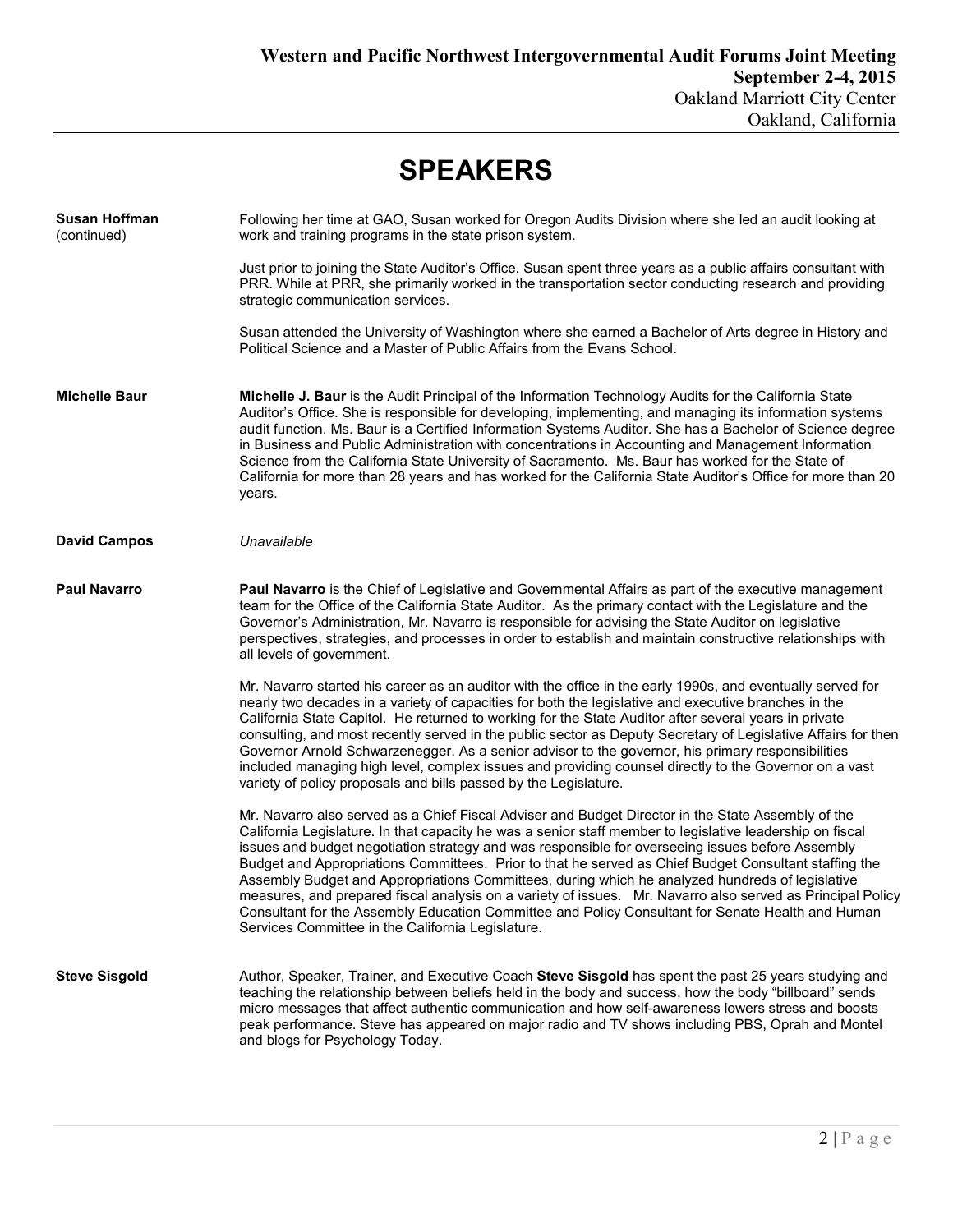# SPEAKERS

**Susan Hoffman** (continued)

Following her time at GAO, Susan worked for Oregon Audits Division where she led an audit looking at work and training programs in the state prison system.

Just prior to joining the State Auditor's Office, Susan spent three years as a public affairs consultant with PRR. While at PRR, she primarily worked in the transportation sector conducting research and providing strategic communication services.

Susan attended the University of Washington where she earned a Bachelor of Arts degree in History and Political Science and a Master of Public Affairs from the Evans School.

**Michelle Baur**

**Michelle J. Baur** is the Audit Principal of the Information Technology Audits for the California State Auditor's Office. She is responsible for developing, implementing, and managing its information systems audit function. Ms. Baur is a Certified Information Systems Auditor. She has a Bachelor of Science degree in Business and Public Administration with concentrations in Accounting and Management Information Science from the California State University of Sacramento. Ms. Baur has worked for the State of California for more than 28 years and has worked for the California State Auditor's Office for more than 20 years.

**David Campos**

*Unavailable*

**Paul Navarro**

**Paul Navarro** is the Chief of Legislative and Governmental Affairs as part of the executive management team for the Office of the California State Auditor. As the primary contact with the Legislature and the Governor's Administration, Mr. Navarro is responsible for advising the State Auditor on legislative perspectives, strategies, and processes in order to establish and maintain constructive relationships with all levels of government.

Mr. Navarro started his career as an auditor with the office in the early 1990s, and eventually served for nearly two decades in a variety of capacities for both the legislative and executive branches in the California State Capitol. He returned to working for the State Auditor after several years in private consulting, and most recently served in the public sector as Deputy Secretary of Legislative Affairs for then Governor Arnold Schwarzenegger. As a senior advisor to the governor, his primary responsibilities included managing high level, complex issues and providing counsel directly to the Governor on a vast variety of policy proposals and bills passed by the Legislature.

Mr. Navarro also served as a Chief Fiscal Adviser and Budget Director in the State Assembly of the California Legislature. In that capacity he was a senior staff member to legislative leadership on fiscal issues and budget negotiation strategy and was responsible for overseeing issues before Assembly Budget and Appropriations Committees. Prior to that he served as Chief Budget Consultant staffing the Assembly Budget and Appropriations Committees, during which he analyzed hundreds of legislative measures, and prepared fiscal analysis on a variety of issues. Mr. Navarro also served as Principal Policy Consultant for the Assembly Education Committee and Policy Consultant for Senate Health and Human Services Committee in the California Legislature.

**Steve Sisgold**

Author, Speaker, Trainer, and Executive Coach **Steve Sisgold** has spent the past 25 years studying and teaching the relationship between beliefs held in the body and success, how the body "billboard" sends micro messages that affect authentic communication and how self-awareness lowers stress and boosts peak performance. Steve has appeared on major radio and TV shows including PBS, Oprah and Montel and blogs for Psychology Today.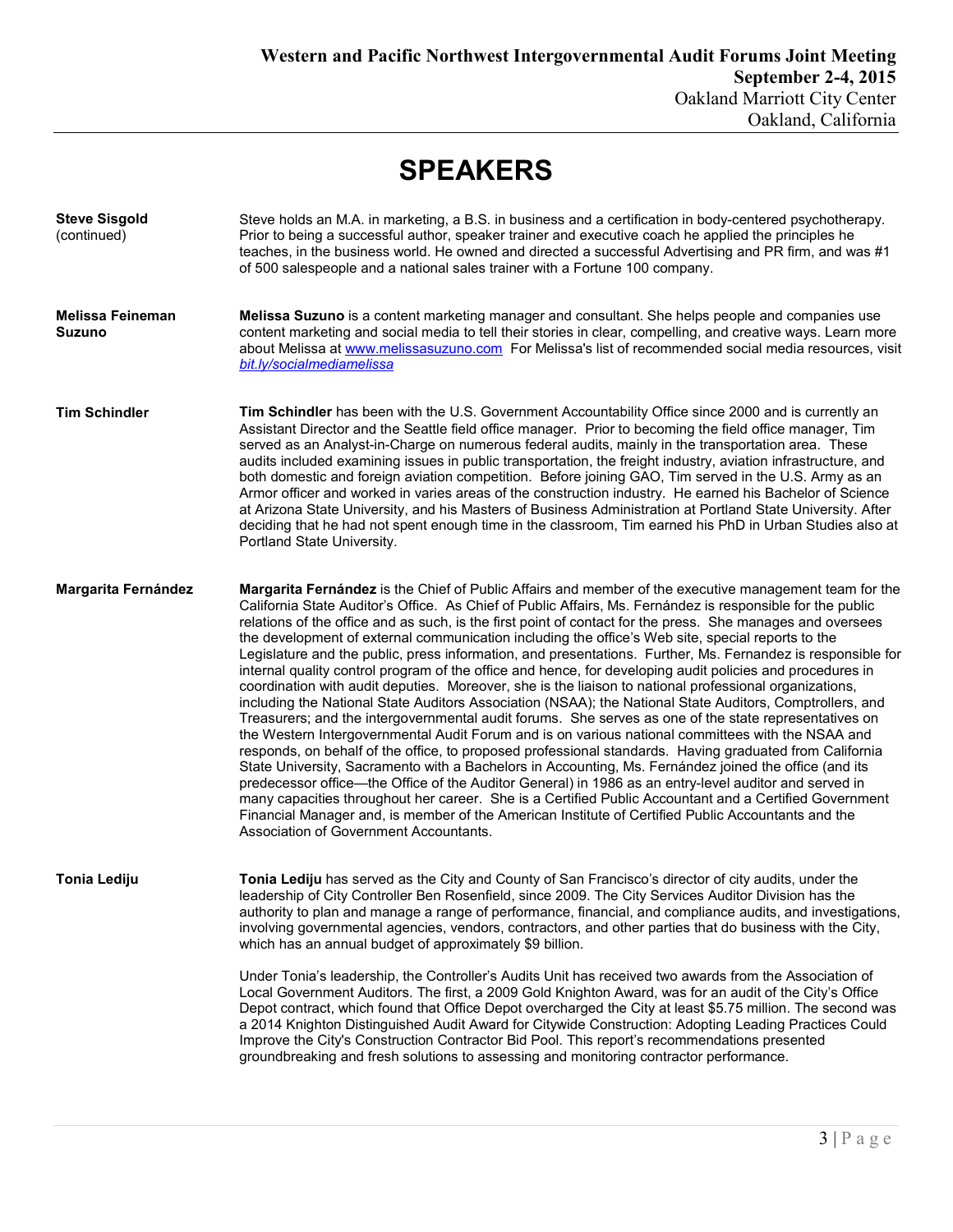# SPEAKERS

**Steve Sisgold** (continued)

Steve holds an M.A. in marketing, a B.S. in business and a certification in body-centered psychotherapy. Prior to being a successful author, speaker trainer and executive coach he applied the principles he teaches, in the business world. He owned and directed a successful Advertising and PR firm, and was #1 of 500 salespeople and a national sales trainer with a Fortune 100 company.

**Melissa Feineman Suzuno**

**Melissa Suzuno** is a content marketing manager and consultant. She helps people and companies use content marketing and social media to tell their stories in clear, compelling, and creative ways. Learn more about Melissa at www.melissasuzuno.com For Melissa's list of recommended social media resources, visit *bit.ly/socialmediamelissa*

**Tim Schindler**

**Tim Schindler** has been with the U.S. Government Accountability Office since 2000 and is currently an Assistant Director and the Seattle field office manager. Prior to becoming the field office manager, Tim served as an Analyst-in-Charge on numerous federal audits, mainly in the transportation area. These audits included examining issues in public transportation, the freight industry, aviation infrastructure, and both domestic and foreign aviation competition. Before joining GAO, Tim served in the U.S. Army as an Armor officer and worked in varies areas of the construction industry. He earned his Bachelor of Science at Arizona State University, and his Masters of Business Administration at Portland State University. After deciding that he had not spent enough time in the classroom, Tim earned his PhD in Urban Studies also at Portland State University.

**Margarita Fernández**

**Margarita Fernández** is the Chief of Public Affairs and member of the executive management team for the California State Auditor's Office. As Chief of Public Affairs, Ms. Fernández is responsible for the public relations of the office and as such, is the first point of contact for the press. She manages and oversees the development of external communication including the office's Web site, special reports to the Legislature and the public, press information, and presentations. Further, Ms. Fernandez is responsible for internal quality control program of the office and hence, for developing audit policies and procedures in coordination with audit deputies. Moreover, she is the liaison to national professional organizations, including the National State Auditors Association (NSAA); the National State Auditors, Comptrollers, and Treasurers; and the intergovernmental audit forums. She serves as one of the state representatives on the Western Intergovernmental Audit Forum and is on various national committees with the NSAA and responds, on behalf of the office, to proposed professional standards. Having graduated from California State University, Sacramento with a Bachelors in Accounting, Ms. Fernández joined the office (and its predecessor office—the Office of the Auditor General) in 1986 as an entry-level auditor and served in many capacities throughout her career. She is a Certified Public Accountant and a Certified Government Financial Manager and, is member of the American Institute of Certified Public Accountants and the Association of Government Accountants.

**Tonia Lediju**

**Tonia Lediju** has served as the City and County of San Francisco's director of city audits, under the leadership of City Controller Ben Rosenfield, since 2009. The City Services Auditor Division has the authority to plan and manage a range of performance, financial, and compliance audits, and investigations, involving governmental agencies, vendors, contractors, and other parties that do business with the City, which has an annual budget of approximately $9 billion.

Under Tonia's leadership, the Controller's Audits Unit has received two awards from the Association of Local Government Auditors. The first, a 2009 Gold Knighton Award, was for an audit of the City's Office Depot contract, which found that Office Depot overcharged the City at least $5.75 million. The second was a 2014 Knighton Distinguished Audit Award for Citywide Construction: Adopting Leading Practices Could Improve the City's Construction Contractor Bid Pool. This report's recommendations presented groundbreaking and fresh solutions to assessing and monitoring contractor performance.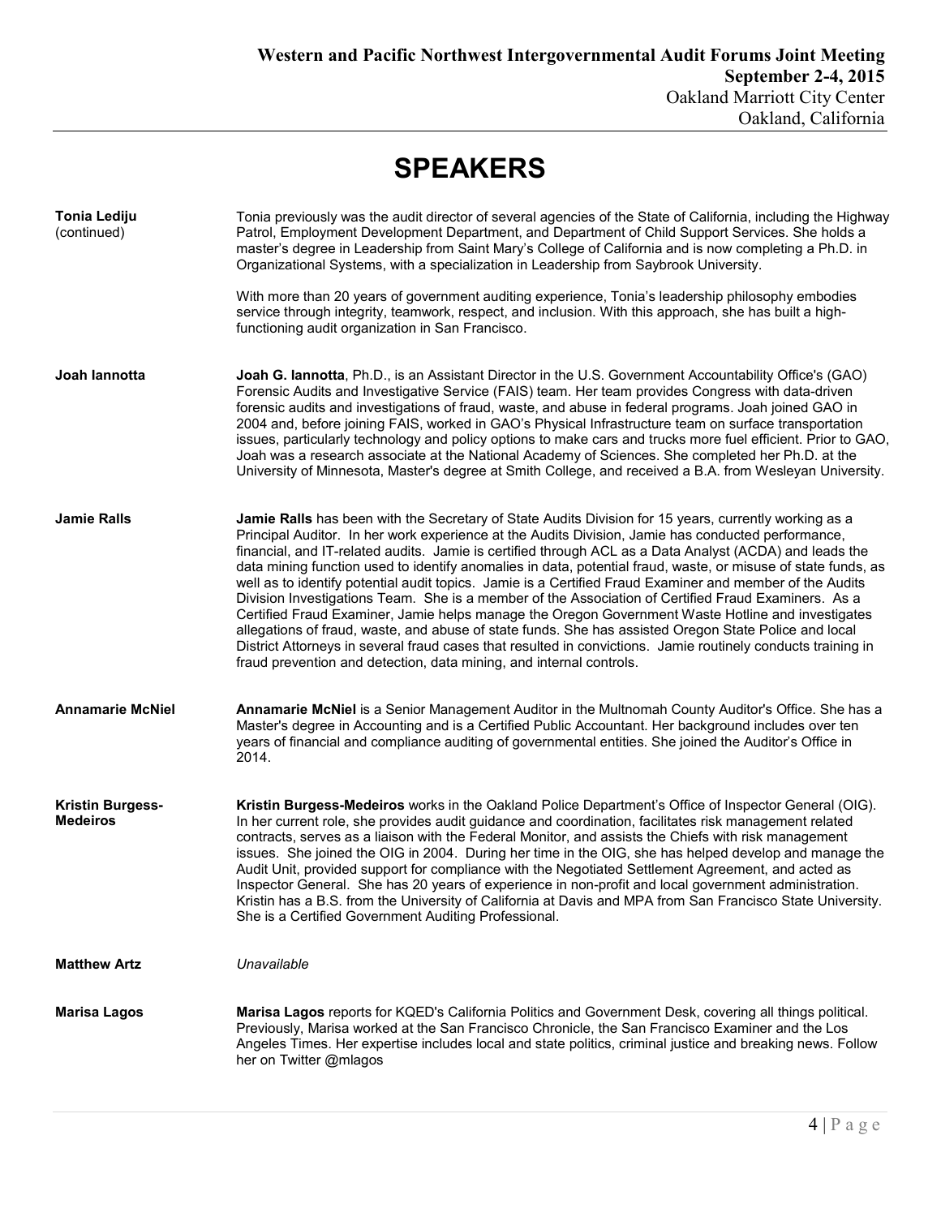# SPEAKERS

**Tonia Lediju** (continued)

Tonia previously was the audit director of several agencies of the State of California, including the Highway Patrol, Employment Development Department, and Department of Child Support Services. She holds a master's degree in Leadership from Saint Mary's College of California and is now completing a Ph.D. in Organizational Systems, with a specialization in Leadership from Saybrook University.

With more than 20 years of government auditing experience, Tonia's leadership philosophy embodies service through integrity, teamwork, respect, and inclusion. With this approach, she has built a high-functioning audit organization in San Francisco.

**Joah Iannotta**

**Joah G. Iannotta**, Ph.D., is an Assistant Director in the U.S. Government Accountability Office's (GAO) Forensic Audits and Investigative Service (FAIS) team. Her team provides Congress with data-driven forensic audits and investigations of fraud, waste, and abuse in federal programs. Joah joined GAO in 2004 and, before joining FAIS, worked in GAO's Physical Infrastructure team on surface transportation issues, particularly technology and policy options to make cars and trucks more fuel efficient. Prior to GAO, Joah was a research associate at the National Academy of Sciences. She completed her Ph.D. at the University of Minnesota, Master's degree at Smith College, and received a B.A. from Wesleyan University.

**Jamie Ralls**

**Jamie Ralls** has been with the Secretary of State Audits Division for 15 years, currently working as a Principal Auditor. In her work experience at the Audits Division, Jamie has conducted performance, financial, and IT-related audits. Jamie is certified through ACL as a Data Analyst (ACDA) and leads the data mining function used to identify anomalies in data, potential fraud, waste, or misuse of state funds, as well as to identify potential audit topics. Jamie is a Certified Fraud Examiner and member of the Audits Division Investigations Team. She is a member of the Association of Certified Fraud Examiners. As a Certified Fraud Examiner, Jamie helps manage the Oregon Government Waste Hotline and investigates allegations of fraud, waste, and abuse of state funds. She has assisted Oregon State Police and local District Attorneys in several fraud cases that resulted in convictions. Jamie routinely conducts training in fraud prevention and detection, data mining, and internal controls.

**Annamarie McNiel**

**Annamarie McNiel** is a Senior Management Auditor in the Multnomah County Auditor's Office. She has a Master's degree in Accounting and is a Certified Public Accountant. Her background includes over ten years of financial and compliance auditing of governmental entities. She joined the Auditor's Office in 2014.

**Kristin Burgess-Medeiros**

**Kristin Burgess-Medeiros** works in the Oakland Police Department's Office of Inspector General (OIG). In her current role, she provides audit guidance and coordination, facilitates risk management related contracts, serves as a liaison with the Federal Monitor, and assists the Chiefs with risk management issues. She joined the OIG in 2004. During her time in the OIG, she has helped develop and manage the Audit Unit, provided support for compliance with the Negotiated Settlement Agreement, and acted as Inspector General. She has 20 years of experience in non-profit and local government administration. Kristin has a B.S. from the University of California at Davis and MPA from San Francisco State University. She is a Certified Government Auditing Professional.

**Matthew Artz**

*Unavailable*

**Marisa Lagos**

**Marisa Lagos** reports for KQED's California Politics and Government Desk, covering all things political. Previously, Marisa worked at the San Francisco Chronicle, the San Francisco Examiner and the Los Angeles Times. Her expertise includes local and state politics, criminal justice and breaking news. Follow her on Twitter @mlagos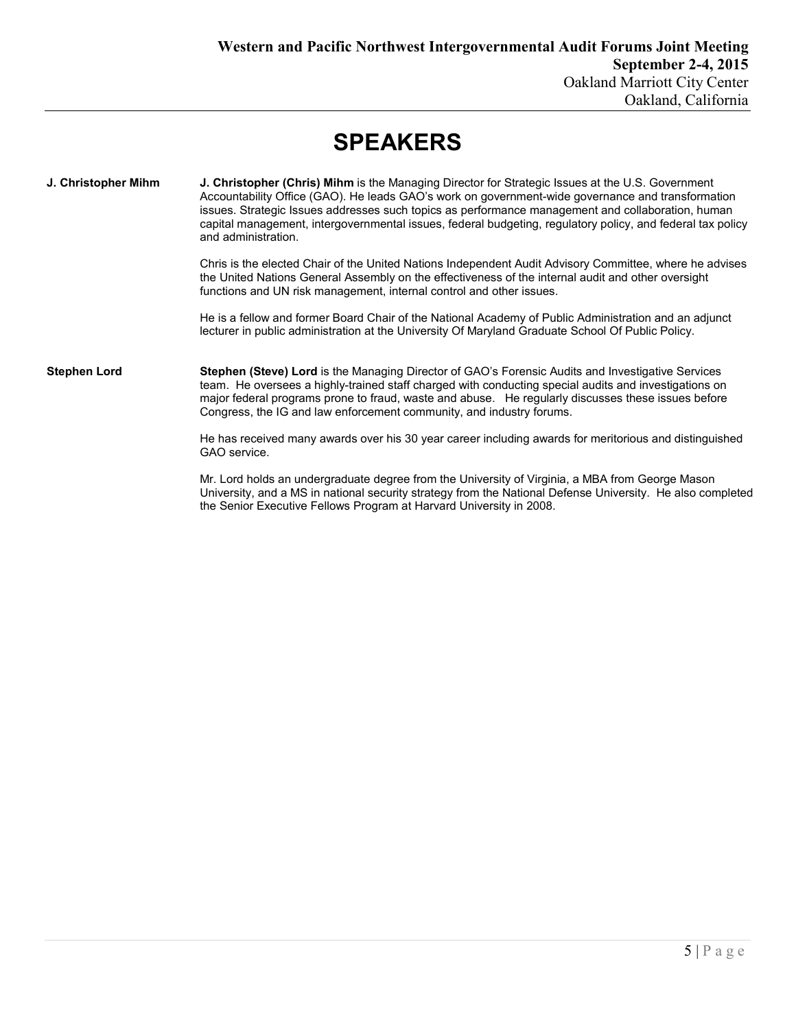# SPEAKERS

**J. Christopher Mihm**

**J. Christopher (Chris) Mihm** is the Managing Director for Strategic Issues at the U.S. Government Accountability Office (GAO). He leads GAO's work on government-wide governance and transformation issues. Strategic Issues addresses such topics as performance management and collaboration, human capital management, intergovernmental issues, federal budgeting, regulatory policy, and federal tax policy and administration.

Chris is the elected Chair of the United Nations Independent Audit Advisory Committee, where he advises the United Nations General Assembly on the effectiveness of the internal audit and other oversight functions and UN risk management, internal control and other issues.

He is a fellow and former Board Chair of the National Academy of Public Administration and an adjunct lecturer in public administration at the University Of Maryland Graduate School Of Public Policy.

**Stephen Lord**

**Stephen (Steve) Lord** is the Managing Director of GAO's Forensic Audits and Investigative Services team. He oversees a highly-trained staff charged with conducting special audits and investigations on major federal programs prone to fraud, waste and abuse. He regularly discusses these issues before Congress, the IG and law enforcement community, and industry forums.

He has received many awards over his 30 year career including awards for meritorious and distinguished GAO service.

Mr. Lord holds an undergraduate degree from the University of Virginia, a MBA from George Mason University, and a MS in national security strategy from the National Defense University. He also completed the Senior Executive Fellows Program at Harvard University in 2008.